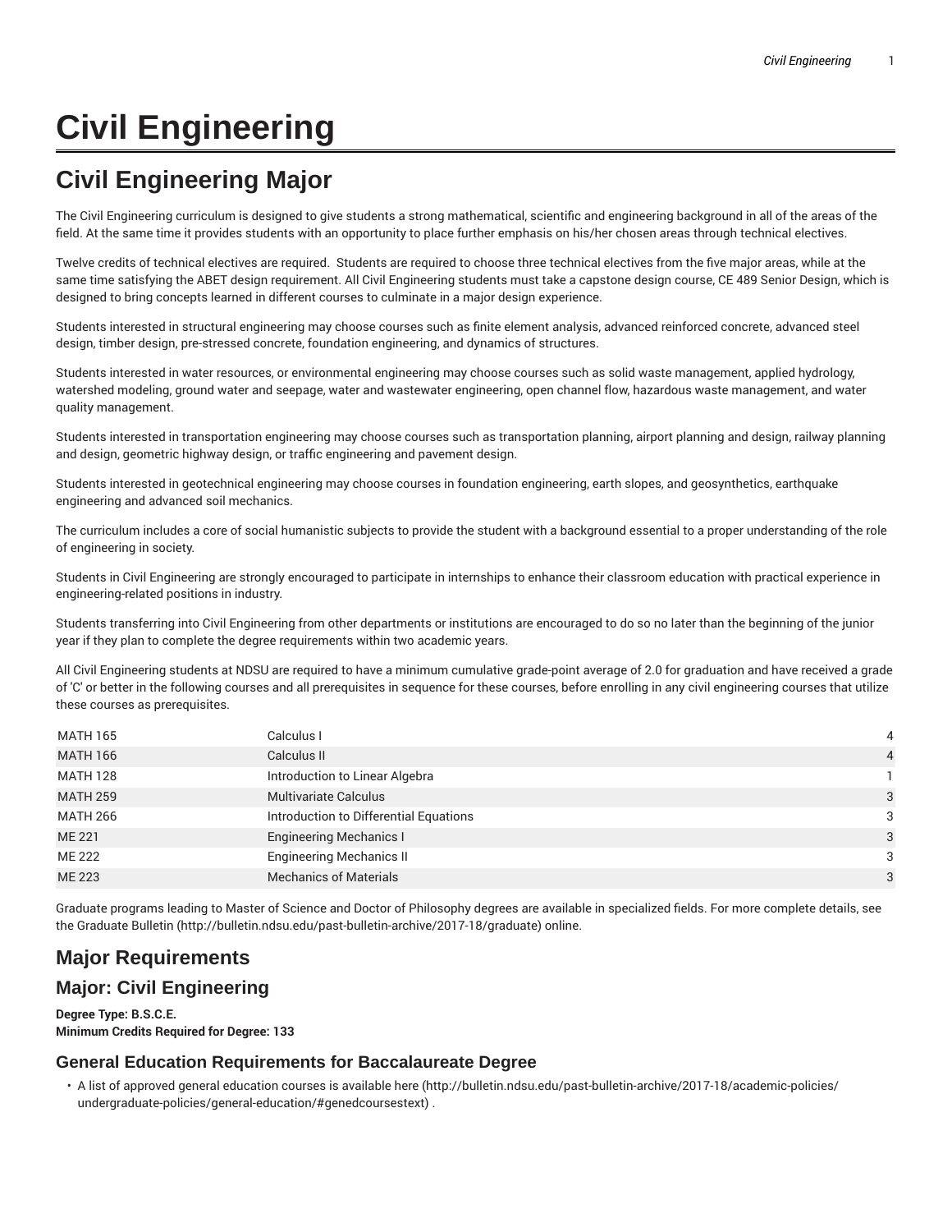# Civil Engineering

## Civil Engineering Major

The Civil Engineering curriculum is designed to give students a strong mathematical, scientific and engineering background in all of the areas of the field. At the same time it provides students with an opportunity to place further emphasis on his/her chosen areas through technical electives.

Twelve credits of technical electives are required.  Students are required to choose three technical electives from the five major areas, while at the same time satisfying the ABET design requirement. All Civil Engineering students must take a capstone design course, CE 489 Senior Design, which is designed to bring concepts learned in different courses to culminate in a major design experience.

Students interested in structural engineering may choose courses such as finite element analysis, advanced reinforced concrete, advanced steel design, timber design, pre-stressed concrete, foundation engineering, and dynamics of structures.

Students interested in water resources, or environmental engineering may choose courses such as solid waste management, applied hydrology, watershed modeling, ground water and seepage, water and wastewater engineering, open channel flow, hazardous waste management, and water quality management.

Students interested in transportation engineering may choose courses such as transportation planning, airport planning and design, railway planning and design, geometric highway design, or traffic engineering and pavement design.

Students interested in geotechnical engineering may choose courses in foundation engineering, earth slopes, and geosynthetics, earthquake engineering and advanced soil mechanics.

The curriculum includes a core of social humanistic subjects to provide the student with a background essential to a proper understanding of the role of engineering in society.

Students in Civil Engineering are strongly encouraged to participate in internships to enhance their classroom education with practical experience in engineering-related positions in industry.

Students transferring into Civil Engineering from other departments or institutions are encouraged to do so no later than the beginning of the junior year if they plan to complete the degree requirements within two academic years.

All Civil Engineering students at NDSU are required to have a minimum cumulative grade-point average of 2.0 for graduation and have received a grade of 'C' or better in the following courses and all prerequisites in sequence for these courses, before enrolling in any civil engineering courses that utilize these courses as prerequisites.

| | | |
|---|---|---|
| MATH 165 | Calculus I | 4 |
| MATH 166 | Calculus II | 4 |
| MATH 128 | Introduction to Linear Algebra | 1 |
| MATH 259 | Multivariate Calculus | 3 |
| MATH 266 | Introduction to Differential Equations | 3 |
| ME 221 | Engineering Mechanics I | 3 |
| ME 222 | Engineering Mechanics II | 3 |
| ME 223 | Mechanics of Materials | 3 |

Graduate programs leading to Master of Science and Doctor of Philosophy degrees are available in specialized fields. For more complete details, see the Graduate Bulletin (http://bulletin.ndsu.edu/past-bulletin-archive/2017-18/graduate) online.

## Major Requirements

### Major: Civil Engineering

**Degree Type: B.S.C.E.**
**Minimum Credits Required for Degree: 133**

### General Education Requirements for Baccalaureate Degree

- A list of approved general education courses is available here (http://bulletin.ndsu.edu/past-bulletin-archive/2017-18/academic-policies/undergraduate-policies/general-education/#genedcoursestext) .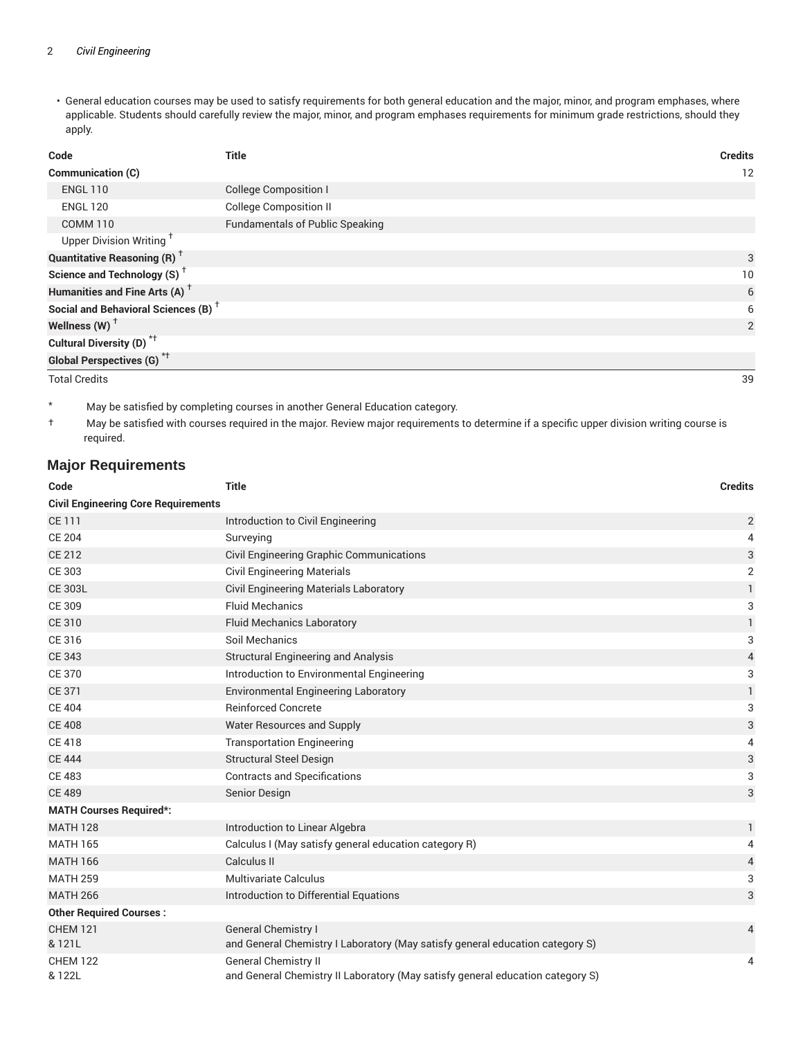- General education courses may be used to satisfy requirements for both general education and the major, minor, and program emphases, where applicable. Students should carefully review the major, minor, and program emphases requirements for minimum grade restrictions, should they apply.

| Code | Title | Credits |
| --- | --- | --- |
| **Communication (C)** | | 12 |
| ENGL 110 | College Composition I | |
| ENGL 120 | College Composition II | |
| COMM 110 | Fundamentals of Public Speaking | |
| Upper Division Writing † | | |
| **Quantitative Reasoning (R) †** | | 3 |
| **Science and Technology (S) †** | | 10 |
| **Humanities and Fine Arts (A) †** | | 6 |
| **Social and Behavioral Sciences (B) †** | | 6 |
| **Wellness (W) †** | | 2 |
| **Cultural Diversity (D) *†** | | |
| **Global Perspectives (G) *†** | | |
| Total Credits | | 39 |

\* May be satisfied by completing courses in another General Education category.

† May be satisfied with courses required in the major. Review major requirements to determine if a specific upper division writing course is required.

## Major Requirements

| Code | Title | Credits |
| --- | --- | --- |
| **Civil Engineering Core Requirements** | | |
| CE 111 | Introduction to Civil Engineering | 2 |
| CE 204 | Surveying | 4 |
| CE 212 | Civil Engineering Graphic Communications | 3 |
| CE 303 | Civil Engineering Materials | 2 |
| CE 303L | Civil Engineering Materials Laboratory | 1 |
| CE 309 | Fluid Mechanics | 3 |
| CE 310 | Fluid Mechanics Laboratory | 1 |
| CE 316 | Soil Mechanics | 3 |
| CE 343 | Structural Engineering and Analysis | 4 |
| CE 370 | Introduction to Environmental Engineering | 3 |
| CE 371 | Environmental Engineering Laboratory | 1 |
| CE 404 | Reinforced Concrete | 3 |
| CE 408 | Water Resources and Supply | 3 |
| CE 418 | Transportation Engineering | 4 |
| CE 444 | Structural Steel Design | 3 |
| CE 483 | Contracts and Specifications | 3 |
| CE 489 | Senior Design | 3 |
| **MATH Courses Required*:** | | |
| MATH 128 | Introduction to Linear Algebra | 1 |
| MATH 165 | Calculus I (May satisfy general education category R) | 4 |
| MATH 166 | Calculus II | 4 |
| MATH 259 | Multivariate Calculus | 3 |
| MATH 266 | Introduction to Differential Equations | 3 |
| **Other Required Courses :** | | |
| CHEM 121 & 121L | General Chemistry I and General Chemistry I Laboratory (May satisfy general education category S) | 4 |
| CHEM 122 & 122L | General Chemistry II and General Chemistry II Laboratory (May satisfy general education category S) | 4 |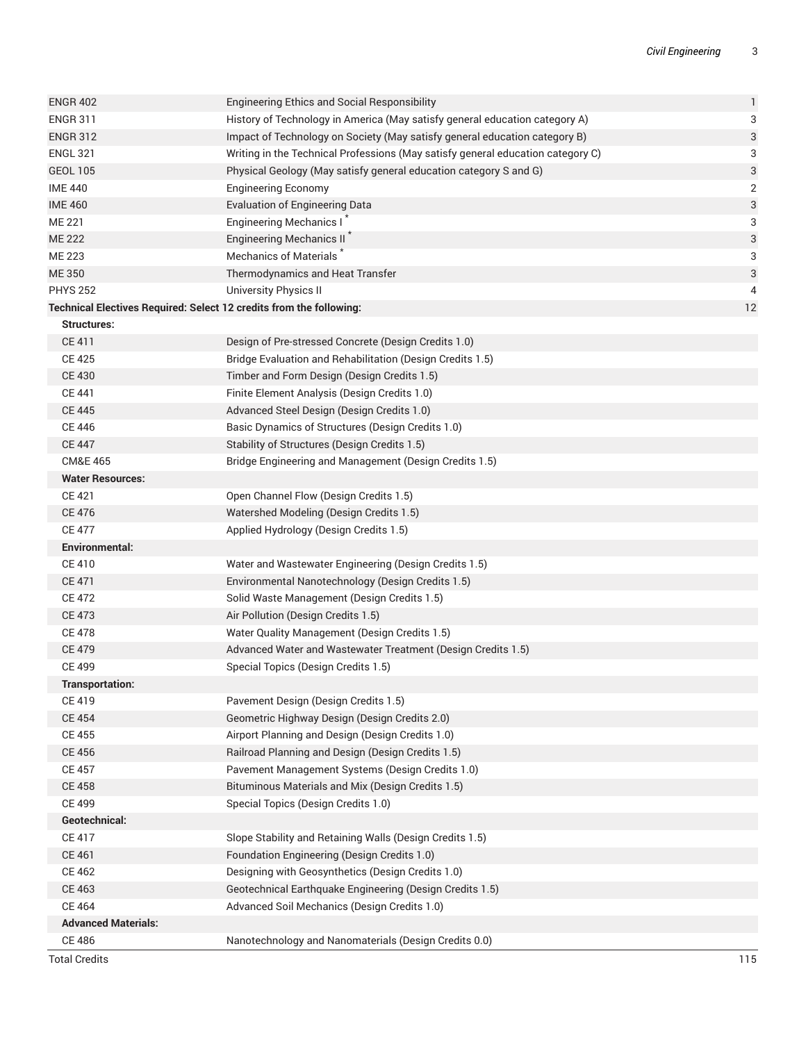| | | |
|---|---|---|
| ENGR 402 | Engineering Ethics and Social Responsibility | 1 |
| ENGR 311 | History of Technology in America (May satisfy general education category A) | 3 |
| ENGR 312 | Impact of Technology on Society (May satisfy general education category B) | 3 |
| ENGL 321 | Writing in the Technical Professions (May satisfy general education category C) | 3 |
| GEOL 105 | Physical Geology (May satisfy general education category S and G) | 3 |
| IME 440 | Engineering Economy | 2 |
| IME 460 | Evaluation of Engineering Data | 3 |
| ME 221 | Engineering Mechanics I * | 3 |
| ME 222 | Engineering Mechanics II * | 3 |
| ME 223 | Mechanics of Materials * | 3 |
| ME 350 | Thermodynamics and Heat Transfer | 3 |
| PHYS 252 | University Physics II | 4 |
| **Technical Electives Required: Select 12 credits from the following:** | | 12 |
| **Structures:** | | |
| CE 411 | Design of Pre-stressed Concrete (Design Credits 1.0) | |
| CE 425 | Bridge Evaluation and Rehabilitation (Design Credits 1.5) | |
| CE 430 | Timber and Form Design (Design Credits 1.5) | |
| CE 441 | Finite Element Analysis (Design Credits 1.0) | |
| CE 445 | Advanced Steel Design (Design Credits 1.0) | |
| CE 446 | Basic Dynamics of Structures (Design Credits 1.0) | |
| CE 447 | Stability of Structures (Design Credits 1.5) | |
| CM&E 465 | Bridge Engineering and Management (Design Credits 1.5) | |
| **Water Resources:** | | |
| CE 421 | Open Channel Flow (Design Credits 1.5) | |
| CE 476 | Watershed Modeling (Design Credits 1.5) | |
| CE 477 | Applied Hydrology (Design Credits 1.5) | |
| **Environmental:** | | |
| CE 410 | Water and Wastewater Engineering (Design Credits 1.5) | |
| CE 471 | Environmental Nanotechnology (Design Credits 1.5) | |
| CE 472 | Solid Waste Management (Design Credits 1.5) | |
| CE 473 | Air Pollution (Design Credits 1.5) | |
| CE 478 | Water Quality Management (Design Credits 1.5) | |
| CE 479 | Advanced Water and Wastewater Treatment (Design Credits 1.5) | |
| CE 499 | Special Topics (Design Credits 1.5) | |
| **Transportation:** | | |
| CE 419 | Pavement Design (Design Credits 1.5) | |
| CE 454 | Geometric Highway Design (Design Credits 2.0) | |
| CE 455 | Airport Planning and Design (Design Credits 1.0) | |
| CE 456 | Railroad Planning and Design (Design Credits 1.5) | |
| CE 457 | Pavement Management Systems (Design Credits 1.0) | |
| CE 458 | Bituminous Materials and Mix (Design Credits 1.5) | |
| CE 499 | Special Topics (Design Credits 1.0) | |
| **Geotechnical:** | | |
| CE 417 | Slope Stability and Retaining Walls (Design Credits 1.5) | |
| CE 461 | Foundation Engineering (Design Credits 1.0) | |
| CE 462 | Designing with Geosynthetics (Design Credits 1.0) | |
| CE 463 | Geotechnical Earthquake Engineering (Design Credits 1.5) | |
| CE 464 | Advanced Soil Mechanics (Design Credits 1.0) | |
| **Advanced Materials:** | | |
| CE 486 | Nanotechnology and Nanomaterials (Design Credits 0.0) | |
| Total Credits | | 115 |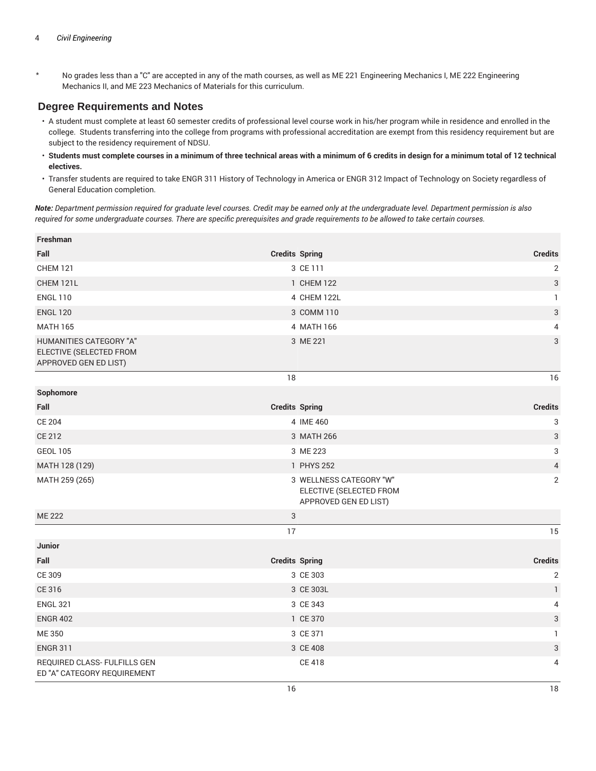\* No grades less than a "C" are accepted in any of the math courses, as well as ME 221 Engineering Mechanics I, ME 222 Engineering Mechanics II, and ME 223 Mechanics of Materials for this curriculum.

## Degree Requirements and Notes

- A student must complete at least 60 semester credits of professional level course work in his/her program while in residence and enrolled in the college. Students transferring into the college from programs with professional accreditation are exempt from this residency requirement but are subject to the residency requirement of NDSU.
- **Students must complete courses in a minimum of three technical areas with a minimum of 6 credits in design for a minimum total of 12 technical electives.**
- Transfer students are required to take ENGR 311 History of Technology in America or ENGR 312 Impact of Technology on Society regardless of General Education completion.

***Note:*** *Department permission required for graduate level courses. Credit may be earned only at the undergraduate level. Department permission is also required for some undergraduate courses. There are specific prerequisites and grade requirements to be allowed to take certain courses.*

| **Freshman** | | | |
|---|---|---|---|
| **Fall** | **Credits** | **Spring** | **Credits** |
| CHEM 121 | 3 | CE 111 | 2 |
| CHEM 121L | 1 | CHEM 122 | 3 |
| ENGL 110 | 4 | CHEM 122L | 1 |
| ENGL 120 | 3 | COMM 110 | 3 |
| MATH 165 | 4 | MATH 166 | 4 |
| HUMANITIES CATEGORY "A" ELECTIVE (SELECTED FROM APPROVED GEN ED LIST) | 3 | ME 221 | 3 |
| | 18 | | 16 |
| **Sophomore** | | | |
| **Fall** | **Credits** | **Spring** | **Credits** |
| CE 204 | 4 | IME 460 | 3 |
| CE 212 | 3 | MATH 266 | 3 |
| GEOL 105 | 3 | ME 223 | 3 |
| MATH 128 (129) | 1 | PHYS 252 | 4 |
| MATH 259 (265) | 3 | WELLNESS CATEGORY "W" ELECTIVE (SELECTED FROM APPROVED GEN ED LIST) | 2 |
| ME 222 | 3 | | |
| | 17 | | 15 |
| **Junior** | | | |
| **Fall** | **Credits** | **Spring** | **Credits** |
| CE 309 | 3 | CE 303 | 2 |
| CE 316 | 3 | CE 303L | 1 |
| ENGL 321 | 3 | CE 343 | 4 |
| ENGR 402 | 1 | CE 370 | 3 |
| ME 350 | 3 | CE 371 | 1 |
| ENGR 311 | 3 | CE 408 | 3 |
| REQUIRED CLASS- FULFILLS GEN ED "A" CATEGORY REQUIREMENT | | CE 418 | 4 |
| | 16 | | 18 |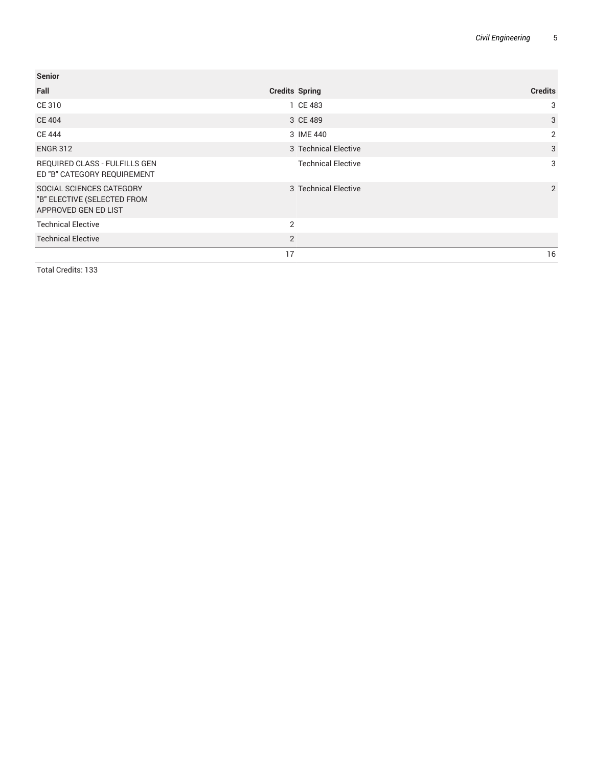| Senior | | | |
| --- | --- | --- | --- |
| **Fall** | **Credits** | **Spring** | **Credits** |
| CE 310 | 1 | CE 483 | 3 |
| CE 404 | 3 | CE 489 | 3 |
| CE 444 | 3 | IME 440 | 2 |
| ENGR 312 | 3 | Technical Elective | 3 |
| REQUIRED CLASS - FULFILLS GEN ED "B" CATEGORY REQUIREMENT | | Technical Elective | 3 |
| SOCIAL SCIENCES CATEGORY "B" ELECTIVE (SELECTED FROM APPROVED GEN ED LIST | 3 | Technical Elective | 2 |
| Technical Elective | 2 | | |
| Technical Elective | 2 | | |
| | 17 | | 16 |

Total Credits: 133